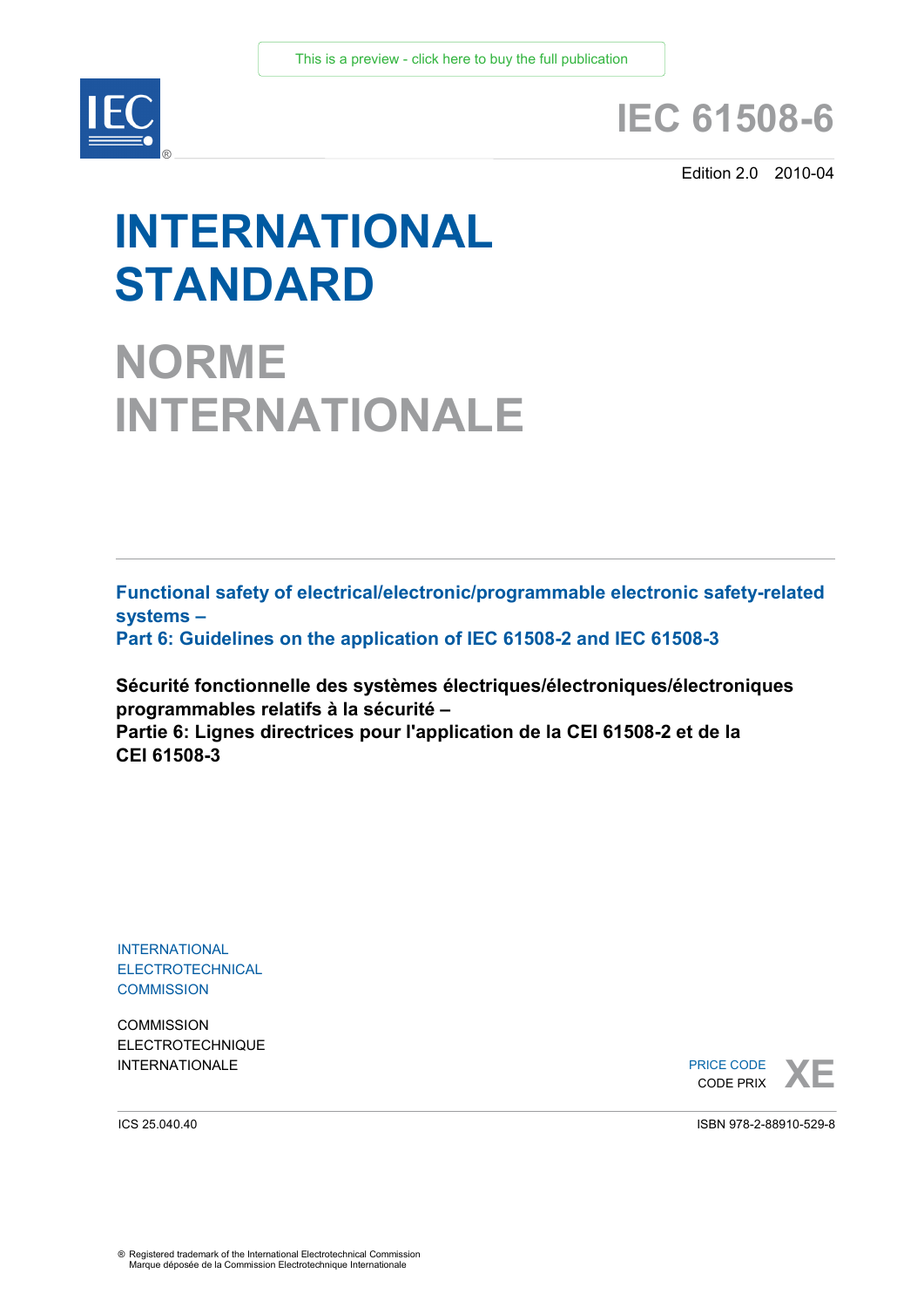This is a preview - click here to buy the full publication

# IEC 61508-6

Edition 2.0 2010-04

# INTERNATIONAL STANDARD

# NORME INTERNATIONALE

**Functional safety of electrical/electronic/programmable electronic safety-related systems –**
**Part 6: Guidelines on the application of IEC 61508-2 and IEC 61508-3**

**Sécurité fonctionnelle des systèmes électriques/électroniques/électroniques programmables relatifs à la sécurité –**
**Partie 6: Lignes directrices pour l'application de la CEI 61508-2 et de la CEI 61508-3**

INTERNATIONAL
ELECTROTECHNICAL
COMMISSION

COMMISSION
ELECTROTECHNIQUE
INTERNATIONALE

PRICE CODE
CODE PRIX **XE**

ICS 25.040.40

ISBN 978-2-88910-529-8

® Registered trademark of the International Electrotechnical Commission
Marque déposée de la Commission Electrotechnique Internationale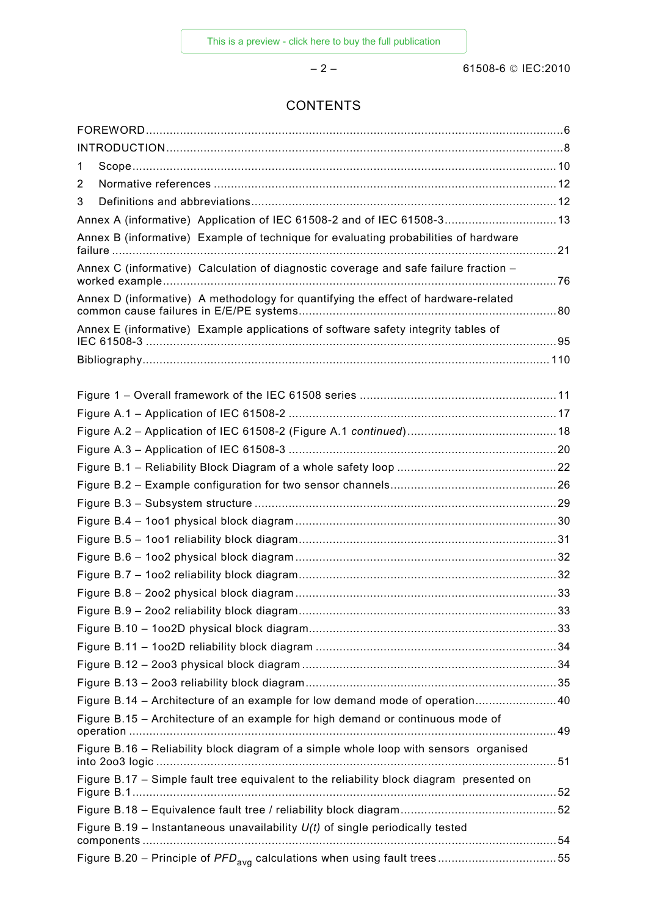# CONTENTS

FOREWORD ... 6

INTRODUCTION ... 8

1 Scope ... 10

2 Normative references ... 12

3 Definitions and abbreviations ... 12

Annex A (informative) Application of IEC 61508-2 and of IEC 61508-3 ... 13

Annex B (informative) Example of technique for evaluating probabilities of hardware failure ... 21

Annex C (informative) Calculation of diagnostic coverage and safe failure fraction – worked example ... 76

Annex D (informative) A methodology for quantifying the effect of hardware-related common cause failures in E/E/PE systems ... 80

Annex E (informative) Example applications of software safety integrity tables of IEC 61508-3 ... 95

Bibliography ... 110

Figure 1 – Overall framework of the IEC 61508 series ... 11

Figure A.1 – Application of IEC 61508-2 ... 17

Figure A.2 – Application of IEC 61508-2 (Figure A.1 *continued*) ... 18

Figure A.3 – Application of IEC 61508-3 ... 20

Figure B.1 – Reliability Block Diagram of a whole safety loop ... 22

Figure B.2 – Example configuration for two sensor channels ... 26

Figure B.3 – Subsystem structure ... 29

Figure B.4 – 1oo1 physical block diagram ... 30

Figure B.5 – 1oo1 reliability block diagram ... 31

Figure B.6 – 1oo2 physical block diagram ... 32

Figure B.7 – 1oo2 reliability block diagram ... 32

Figure B.8 – 2oo2 physical block diagram ... 33

Figure B.9 – 2oo2 reliability block diagram ... 33

Figure B.10 – 1oo2D physical block diagram ... 33

Figure B.11 – 1oo2D reliability block diagram ... 34

Figure B.12 – 2oo3 physical block diagram ... 34

Figure B.13 – 2oo3 reliability block diagram ... 35

Figure B.14 – Architecture of an example for low demand mode of operation ... 40

Figure B.15 – Architecture of an example for high demand or continuous mode of operation ... 49

Figure B.16 – Reliability block diagram of a simple whole loop with sensors organised into 2oo3 logic ... 51

Figure B.17 – Simple fault tree equivalent to the reliability block diagram presented on Figure B.1 ... 52

Figure B.18 – Equivalence fault tree / reliability block diagram ... 52

Figure B.19 – Instantaneous unavailability $U(t)$ of single periodically tested components ... 54

Figure B.20 – Principle of $PFD_{avg}$ calculations when using fault trees ... 55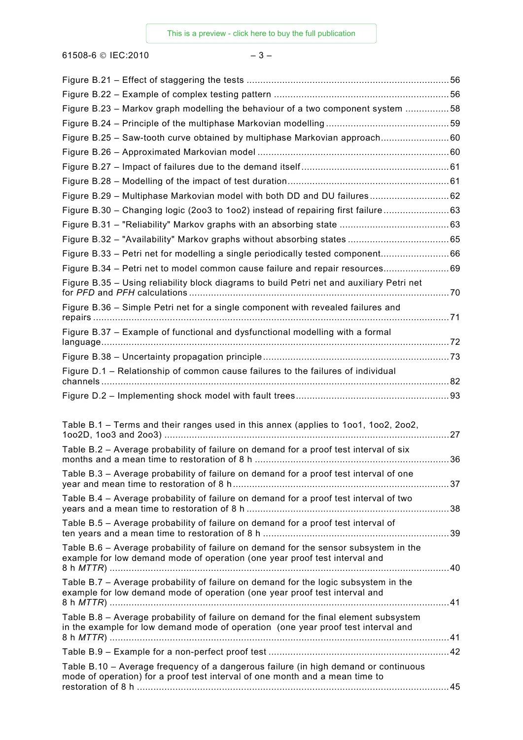Figure B.21 – Effect of staggering the tests ........................................................................... 56

Figure B.22 – Example of complex testing pattern ................................................................. 56

Figure B.23 – Markov graph modelling the behaviour of a two component system ................ 58

Figure B.24 – Principle of the multiphase Markovian modelling .............................................. 59

Figure B.25 – Saw-tooth curve obtained by multiphase Markovian approach.......................... 60

Figure B.26 – Approximated Markovian model ....................................................................... 60

Figure B.27 – Impact of failures due to the demand itself ....................................................... 61

Figure B.28 – Modelling of the impact of test duration ............................................................ 61

Figure B.29 – Multiphase Markovian model with both DD and DU failures .............................. 62

Figure B.30 – Changing logic (2oo3 to 1oo2) instead of repairing first failure ......................... 63

Figure B.31 – "Reliability" Markov graphs with an absorbing state ......................................... 63

Figure B.32 – "Availability" Markov graphs without absorbing states ...................................... 65

Figure B.33 – Petri net for modelling a single periodically tested component.......................... 66

Figure B.34 – Petri net to model common cause failure and repair resources......................... 69

Figure B.35 – Using reliability block diagrams to build Petri net and auxiliary Petri net for *PFD* and *PFH* calculations ................................................................................................ 70

Figure B.36 – Simple Petri net for a single component with revealed failures and repairs ................................................................................................................................ 71

Figure B.37 – Example of functional and dysfunctional modelling with a formal language..................................................................................................................... 72

Figure B.38 – Uncertainty propagation principle ..................................................................... 73

Figure D.1 – Relationship of common cause failures to the failures of individual channels ............................................................................................................................. 82

Figure D.2 – Implementing shock model with fault trees......................................................... 93

Table B.1 – Terms and their ranges used in this annex (applies to 1oo1, 1oo2, 2oo2, 1oo2D, 1oo3 and 2oo3) ........................................................................................................ 27

Table B.2 – Average probability of failure on demand for a proof test interval of six months and a mean time to restoration of 8 h ....................................................................... 36

Table B.3 – Average probability of failure on demand for a proof test interval of one year and mean time to restoration of 8 h ................................................................................. 37

Table B.4 – Average probability of failure on demand for a proof test interval of two years and a mean time to restoration of 8 h .......................................................................... 38

Table B.5 – Average probability of failure on demand for a proof test interval of ten years and a mean time to restoration of 8 h .................................................................... 39

Table B.6 – Average probability of failure on demand for the sensor subsystem in the example for low demand mode of operation (one year proof test interval and 8 h *MTTR*) ........................................................................................................................... 40

Table B.7 – Average probability of failure on demand for the logic subsystem in the example for low demand mode of operation (one year proof test interval and 8 h *MTTR*) ........................................................................................................................... 41

Table B.8 – Average probability of failure on demand for the final element subsystem in the example for low demand mode of operation (one year proof test interval and 8 h *MTTR*) ........................................................................................................................... 41

Table B.9 – Example for a non-perfect proof test .................................................................. 42

Table B.10 – Average frequency of a dangerous failure (in high demand or continuous mode of operation) for a proof test interval of one month and a mean time to restoration of 8 h .................................................................................................................. 45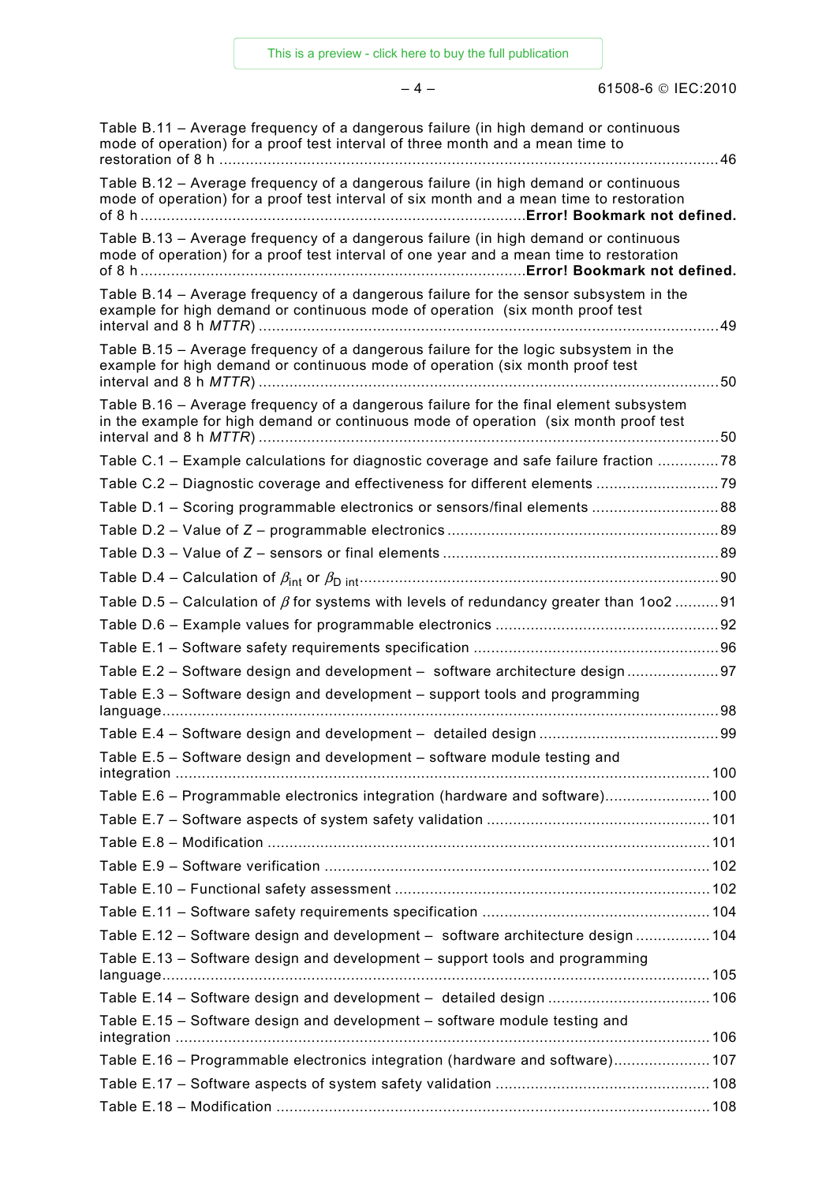Table B.11 – Average frequency of a dangerous failure (in high demand or continuous mode of operation) for a proof test interval of three month and a mean time to restoration of 8 h ....................................................................................................................46

Table B.12 – Average frequency of a dangerous failure (in high demand or continuous mode of operation) for a proof test interval of six month and a mean time to restoration of 8 h ..........................................................................................**Error! Bookmark not defined.**

Table B.13 – Average frequency of a dangerous failure (in high demand or continuous mode of operation) for a proof test interval of one year and a mean time to restoration of 8 h ..........................................................................................**Error! Bookmark not defined.**

Table B.14 – Average frequency of a dangerous failure for the sensor subsystem in the example for high demand or continuous mode of operation (six month proof test interval and 8 h *MTTR*) ..........................................................................................................49

Table B.15 – Average frequency of a dangerous failure for the logic subsystem in the example for high demand or continuous mode of operation (six month proof test interval and 8 h *MTTR*) ..........................................................................................................50

Table B.16 – Average frequency of a dangerous failure for the final element subsystem in the example for high demand or continuous mode of operation (six month proof test interval and 8 h *MTTR*) ..........................................................................................................50

Table C.1 – Example calculations for diagnostic coverage and safe failure fraction ..............78

Table C.2 – Diagnostic coverage and effectiveness for different elements ............................79

Table D.1 – Scoring programmable electronics or sensors/final elements .............................88

Table D.2 – Value of *Z* – programmable electronics ..............................................................89

Table D.3 – Value of *Z* – sensors or final elements ...............................................................89

Table D.4 – Calculation of $\beta_{\text{int}}$ or $\beta_{\text{D int}}$...................................................................................90

Table D.5 – Calculation of $\beta$ for systems with levels of redundancy greater than 1oo2 ..........91

Table D.6 – Example values for programmable electronics ...................................................92

Table E.1 – Software safety requirements specification ........................................................96

Table E.2 – Software design and development – software architecture design .....................97

Table E.3 – Software design and development – support tools and programming language....................................................................................................................98

Table E.4 – Software design and development – detailed design .........................................99

Table E.5 – Software design and development – software module testing and integration .................................................................................................................100

Table E.6 – Programmable electronics integration (hardware and software)........................100

Table E.7 – Software aspects of system safety validation ...................................................101

Table E.8 – Modification .....................................................................................................101

Table E.9 – Software verification ........................................................................................102

Table E.10 – Functional safety assessment ........................................................................102

Table E.11 – Software safety requirements specification ....................................................104

Table E.12 – Software design and development – software architecture design .................104

Table E.13 – Software design and development – support tools and programming language....................................................................................................................105

Table E.14 – Software design and development – detailed design .....................................106

Table E.15 – Software design and development – software module testing and integration .................................................................................................................106

Table E.16 – Programmable electronics integration (hardware and software)......................107

Table E.17 – Software aspects of system safety validation .................................................108

Table E.18 – Modification ...................................................................................................108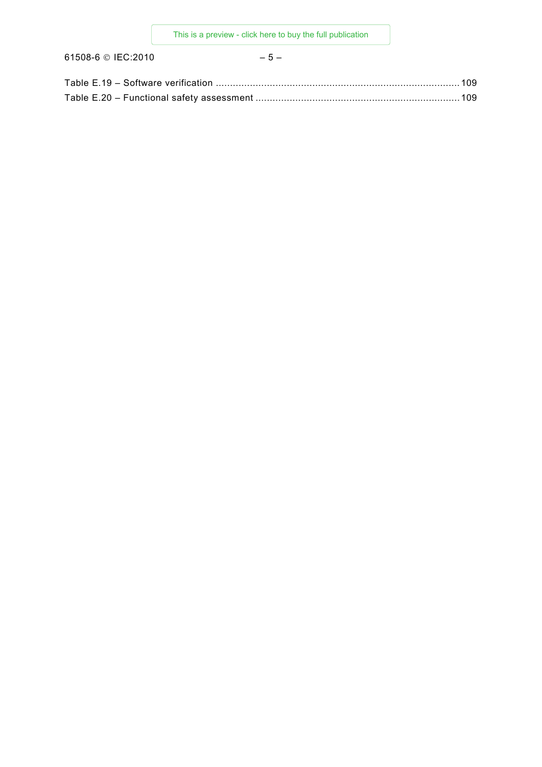Table E.19 – Software verification ..................................................................................... 109
Table E.20 – Functional safety assessment ....................................................................... 109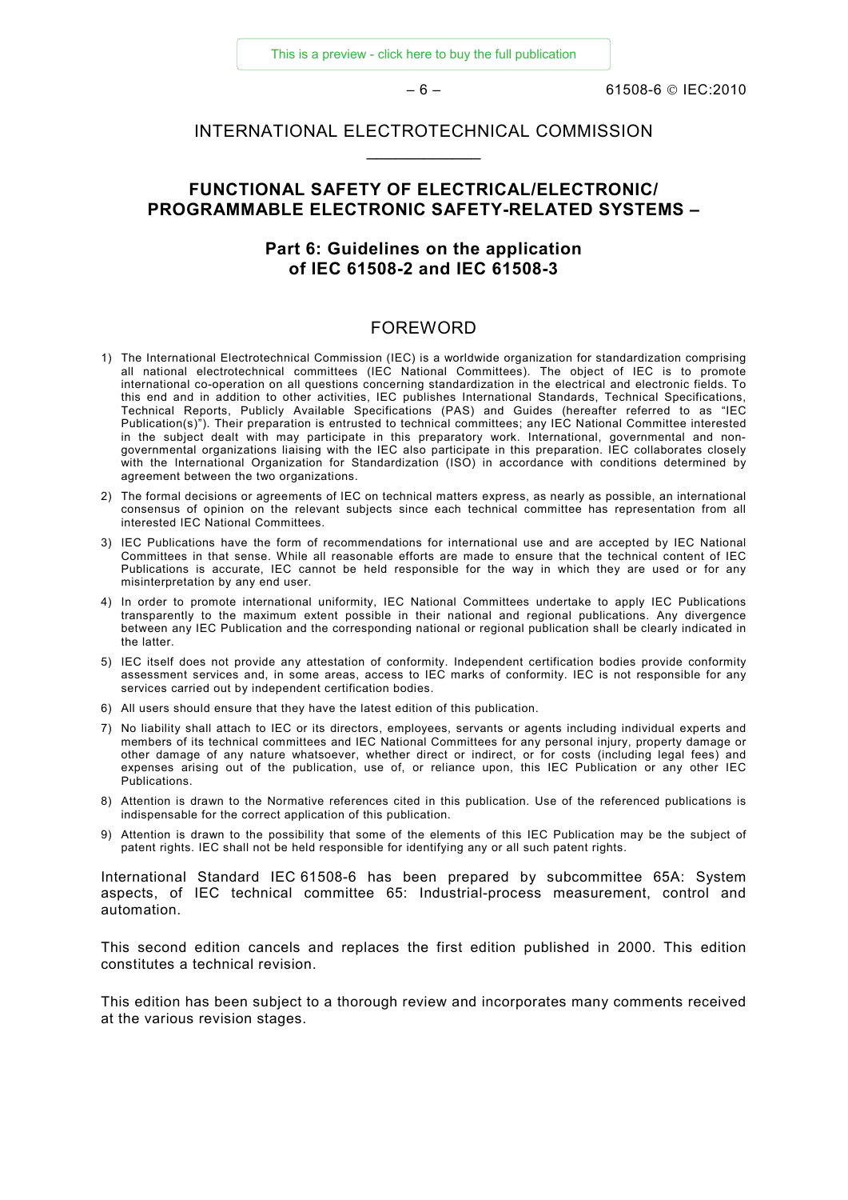INTERNATIONAL ELECTROTECHNICAL COMMISSION

____________

# FUNCTIONAL SAFETY OF ELECTRICAL/ELECTRONIC/ PROGRAMMABLE ELECTRONIC SAFETY-RELATED SYSTEMS –

## Part 6: Guidelines on the application of IEC 61508-2 and IEC 61508-3

## FOREWORD

1) The International Electrotechnical Commission (IEC) is a worldwide organization for standardization comprising all national electrotechnical committees (IEC National Committees). The object of IEC is to promote international co-operation on all questions concerning standardization in the electrical and electronic fields. To this end and in addition to other activities, IEC publishes International Standards, Technical Specifications, Technical Reports, Publicly Available Specifications (PAS) and Guides (hereafter referred to as "IEC Publication(s)"). Their preparation is entrusted to technical committees; any IEC National Committee interested in the subject dealt with may participate in this preparatory work. International, governmental and non-governmental organizations liaising with the IEC also participate in this preparation. IEC collaborates closely with the International Organization for Standardization (ISO) in accordance with conditions determined by agreement between the two organizations.
2) The formal decisions or agreements of IEC on technical matters express, as nearly as possible, an international consensus of opinion on the relevant subjects since each technical committee has representation from all interested IEC National Committees.
3) IEC Publications have the form of recommendations for international use and are accepted by IEC National Committees in that sense. While all reasonable efforts are made to ensure that the technical content of IEC Publications is accurate, IEC cannot be held responsible for the way in which they are used or for any misinterpretation by any end user.
4) In order to promote international uniformity, IEC National Committees undertake to apply IEC Publications transparently to the maximum extent possible in their national and regional publications. Any divergence between any IEC Publication and the corresponding national or regional publication shall be clearly indicated in the latter.
5) IEC itself does not provide any attestation of conformity. Independent certification bodies provide conformity assessment services and, in some areas, access to IEC marks of conformity. IEC is not responsible for any services carried out by independent certification bodies.
6) All users should ensure that they have the latest edition of this publication.
7) No liability shall attach to IEC or its directors, employees, servants or agents including individual experts and members of its technical committees and IEC National Committees for any personal injury, property damage or other damage of any nature whatsoever, whether direct or indirect, or for costs (including legal fees) and expenses arising out of the publication, use of, or reliance upon, this IEC Publication or any other IEC Publications.
8) Attention is drawn to the Normative references cited in this publication. Use of the referenced publications is indispensable for the correct application of this publication.
9) Attention is drawn to the possibility that some of the elements of this IEC Publication may be the subject of patent rights. IEC shall not be held responsible for identifying any or all such patent rights.

International Standard IEC 61508-6 has been prepared by subcommittee 65A: System aspects, of IEC technical committee 65: Industrial-process measurement, control and automation.

This second edition cancels and replaces the first edition published in 2000. This edition constitutes a technical revision.

This edition has been subject to a thorough review and incorporates many comments received at the various revision stages.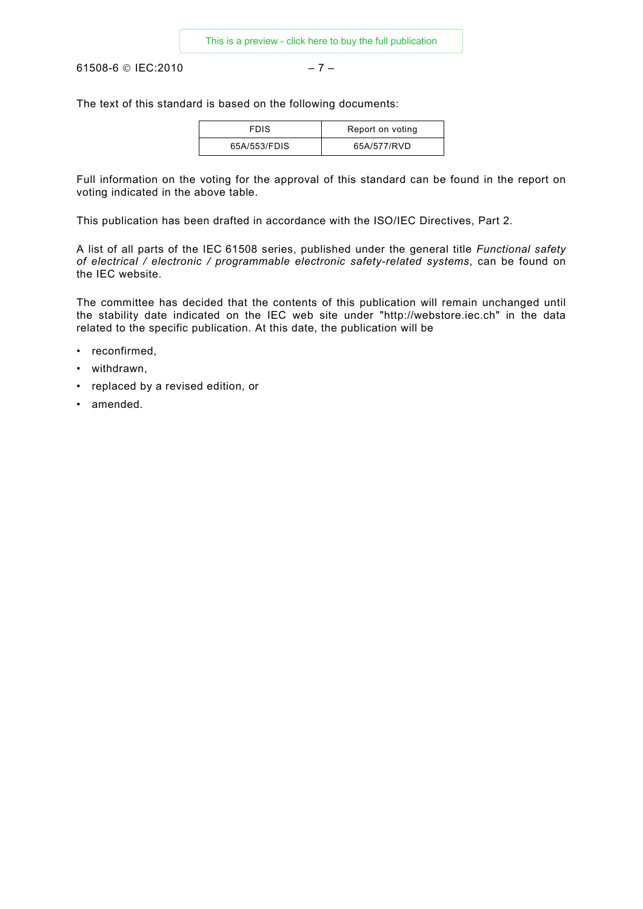The text of this standard is based on the following documents:

| FDIS | Report on voting |
|---|---|
| 65A/553/FDIS | 65A/577/RVD |

Full information on the voting for the approval of this standard can be found in the report on voting indicated in the above table.

This publication has been drafted in accordance with the ISO/IEC Directives, Part 2.

A list of all parts of the IEC 61508 series, published under the general title *Functional safety of electrical / electronic / programmable electronic safety-related systems*, can be found on the IEC website.

The committee has decided that the contents of this publication will remain unchanged until the stability date indicated on the IEC web site under "http://webstore.iec.ch" in the data related to the specific publication. At this date, the publication will be

- reconfirmed,
- withdrawn,
- replaced by a revised edition, or
- amended.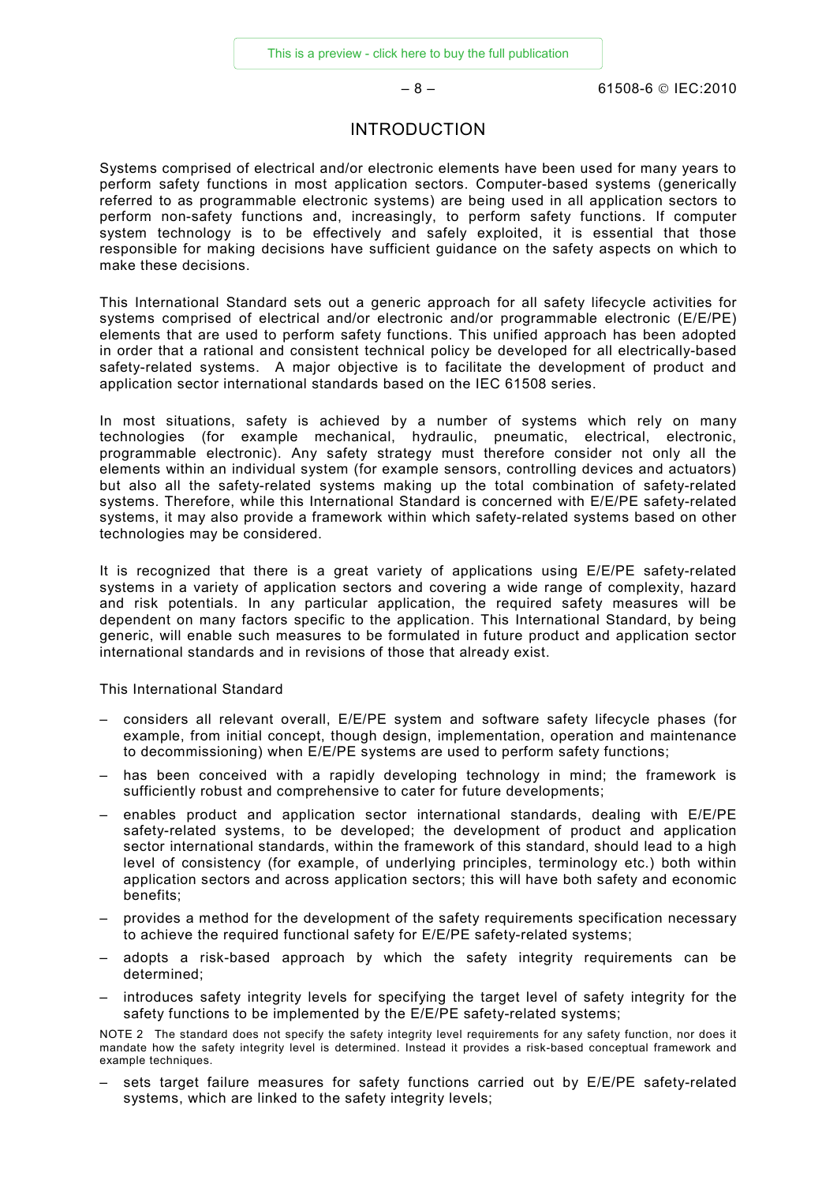# INTRODUCTION

Systems comprised of electrical and/or electronic elements have been used for many years to perform safety functions in most application sectors. Computer-based systems (generically referred to as programmable electronic systems) are being used in all application sectors to perform non-safety functions and, increasingly, to perform safety functions. If computer system technology is to be effectively and safely exploited, it is essential that those responsible for making decisions have sufficient guidance on the safety aspects on which to make these decisions.

This International Standard sets out a generic approach for all safety lifecycle activities for systems comprised of electrical and/or electronic and/or programmable electronic (E/E/PE) elements that are used to perform safety functions. This unified approach has been adopted in order that a rational and consistent technical policy be developed for all electrically-based safety-related systems. A major objective is to facilitate the development of product and application sector international standards based on the IEC 61508 series.

In most situations, safety is achieved by a number of systems which rely on many technologies (for example mechanical, hydraulic, pneumatic, electrical, electronic, programmable electronic). Any safety strategy must therefore consider not only all the elements within an individual system (for example sensors, controlling devices and actuators) but also all the safety-related systems making up the total combination of safety-related systems. Therefore, while this International Standard is concerned with E/E/PE safety-related systems, it may also provide a framework within which safety-related systems based on other technologies may be considered.

It is recognized that there is a great variety of applications using E/E/PE safety-related systems in a variety of application sectors and covering a wide range of complexity, hazard and risk potentials. In any particular application, the required safety measures will be dependent on many factors specific to the application. This International Standard, by being generic, will enable such measures to be formulated in future product and application sector international standards and in revisions of those that already exist.

This International Standard

- considers all relevant overall, E/E/PE system and software safety lifecycle phases (for example, from initial concept, though design, implementation, operation and maintenance to decommissioning) when E/E/PE systems are used to perform safety functions;
- has been conceived with a rapidly developing technology in mind; the framework is sufficiently robust and comprehensive to cater for future developments;
- enables product and application sector international standards, dealing with E/E/PE safety-related systems, to be developed; the development of product and application sector international standards, within the framework of this standard, should lead to a high level of consistency (for example, of underlying principles, terminology etc.) both within application sectors and across application sectors; this will have both safety and economic benefits;
- provides a method for the development of the safety requirements specification necessary to achieve the required functional safety for E/E/PE safety-related systems;
- adopts a risk-based approach by which the safety integrity requirements can be determined;
- introduces safety integrity levels for specifying the target level of safety integrity for the safety functions to be implemented by the E/E/PE safety-related systems;

NOTE 2 The standard does not specify the safety integrity level requirements for any safety function, nor does it mandate how the safety integrity level is determined. Instead it provides a risk-based conceptual framework and example techniques.

- sets target failure measures for safety functions carried out by E/E/PE safety-related systems, which are linked to the safety integrity levels;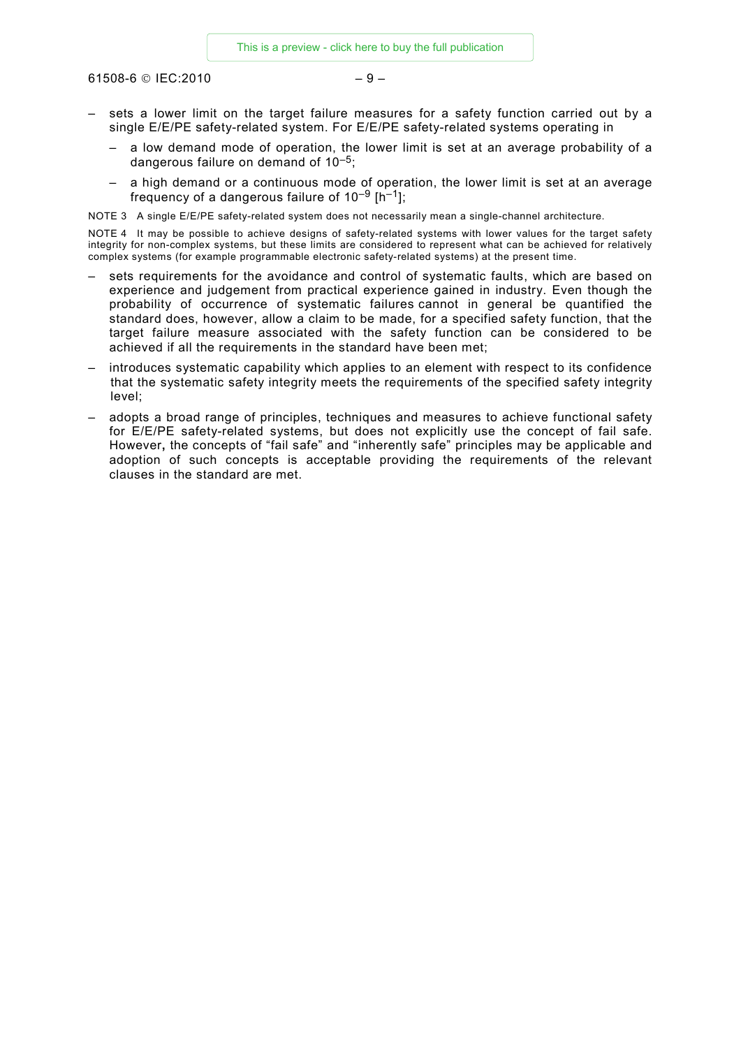- sets a lower limit on the target failure measures for a safety function carried out by a single E/E/PE safety-related system. For E/E/PE safety-related systems operating in
  - a low demand mode of operation, the lower limit is set at an average probability of a dangerous failure on demand of $10^{-5}$;
  - a high demand or a continuous mode of operation, the lower limit is set at an average frequency of a dangerous failure of $10^{-9}$ [$h^{-1}$];

NOTE 3 A single E/E/PE safety-related system does not necessarily mean a single-channel architecture.

NOTE 4 It may be possible to achieve designs of safety-related systems with lower values for the target safety integrity for non-complex systems, but these limits are considered to represent what can be achieved for relatively complex systems (for example programmable electronic safety-related systems) at the present time.

- sets requirements for the avoidance and control of systematic faults, which are based on experience and judgement from practical experience gained in industry. Even though the probability of occurrence of systematic failures cannot in general be quantified the standard does, however, allow a claim to be made, for a specified safety function, that the target failure measure associated with the safety function can be considered to be achieved if all the requirements in the standard have been met;
- introduces systematic capability which applies to an element with respect to its confidence that the systematic safety integrity meets the requirements of the specified safety integrity level;
- adopts a broad range of principles, techniques and measures to achieve functional safety for E/E/PE safety-related systems, but does not explicitly use the concept of fail safe. However**,** the concepts of "fail safe" and "inherently safe" principles may be applicable and adoption of such concepts is acceptable providing the requirements of the relevant clauses in the standard are met.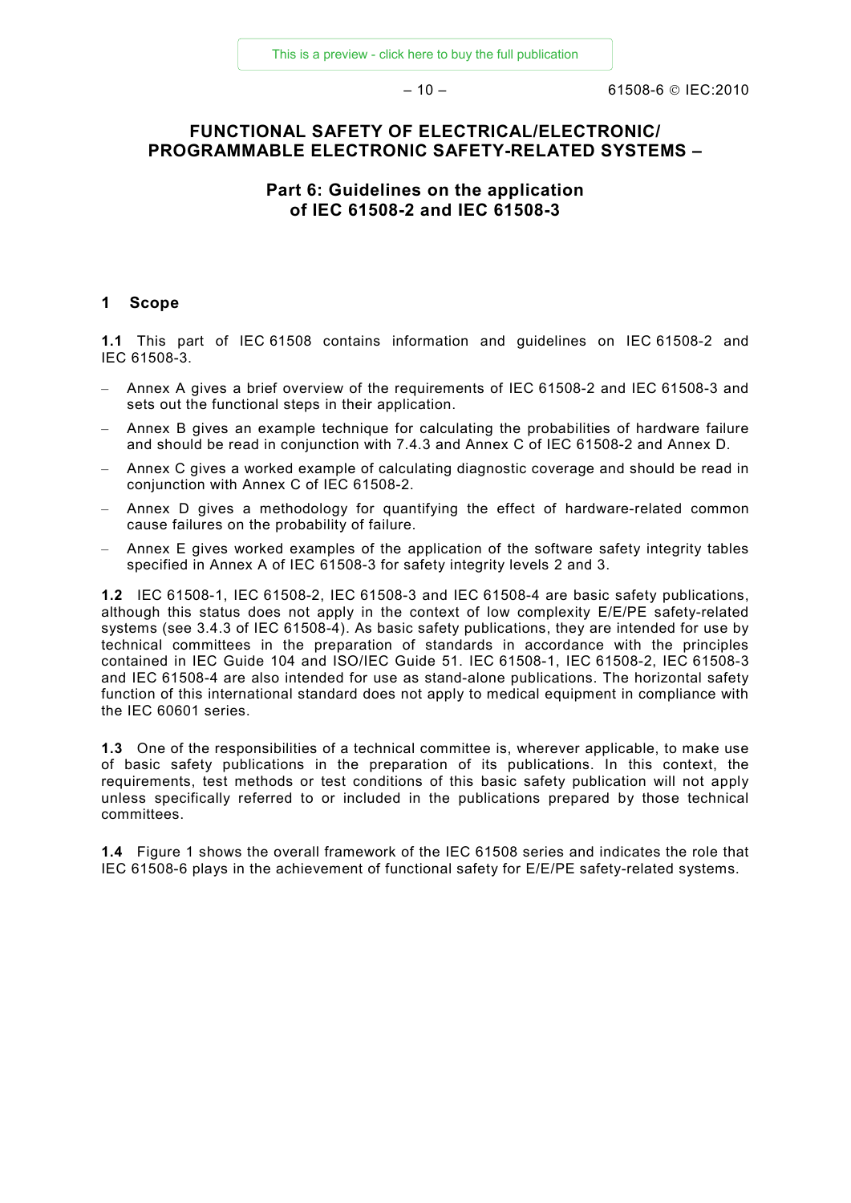# FUNCTIONAL SAFETY OF ELECTRICAL/ELECTRONIC/ PROGRAMMABLE ELECTRONIC SAFETY-RELATED SYSTEMS –

## Part 6: Guidelines on the application of IEC 61508-2 and IEC 61508-3

## 1 Scope

**1.1** This part of IEC 61508 contains information and guidelines on IEC 61508-2 and IEC 61508-3.

- Annex A gives a brief overview of the requirements of IEC 61508-2 and IEC 61508-3 and sets out the functional steps in their application.
- Annex B gives an example technique for calculating the probabilities of hardware failure and should be read in conjunction with 7.4.3 and Annex C of IEC 61508-2 and Annex D.
- Annex C gives a worked example of calculating diagnostic coverage and should be read in conjunction with Annex C of IEC 61508-2.
- Annex D gives a methodology for quantifying the effect of hardware-related common cause failures on the probability of failure.
- Annex E gives worked examples of the application of the software safety integrity tables specified in Annex A of IEC 61508-3 for safety integrity levels 2 and 3.

**1.2** IEC 61508-1, IEC 61508-2, IEC 61508-3 and IEC 61508-4 are basic safety publications, although this status does not apply in the context of low complexity E/E/PE safety-related systems (see 3.4.3 of IEC 61508-4). As basic safety publications, they are intended for use by technical committees in the preparation of standards in accordance with the principles contained in IEC Guide 104 and ISO/IEC Guide 51. IEC 61508-1, IEC 61508-2, IEC 61508-3 and IEC 61508-4 are also intended for use as stand-alone publications. The horizontal safety function of this international standard does not apply to medical equipment in compliance with the IEC 60601 series.

**1.3** One of the responsibilities of a technical committee is, wherever applicable, to make use of basic safety publications in the preparation of its publications. In this context, the requirements, test methods or test conditions of this basic safety publication will not apply unless specifically referred to or included in the publications prepared by those technical committees.

**1.4** Figure 1 shows the overall framework of the IEC 61508 series and indicates the role that IEC 61508-6 plays in the achievement of functional safety for E/E/PE safety-related systems.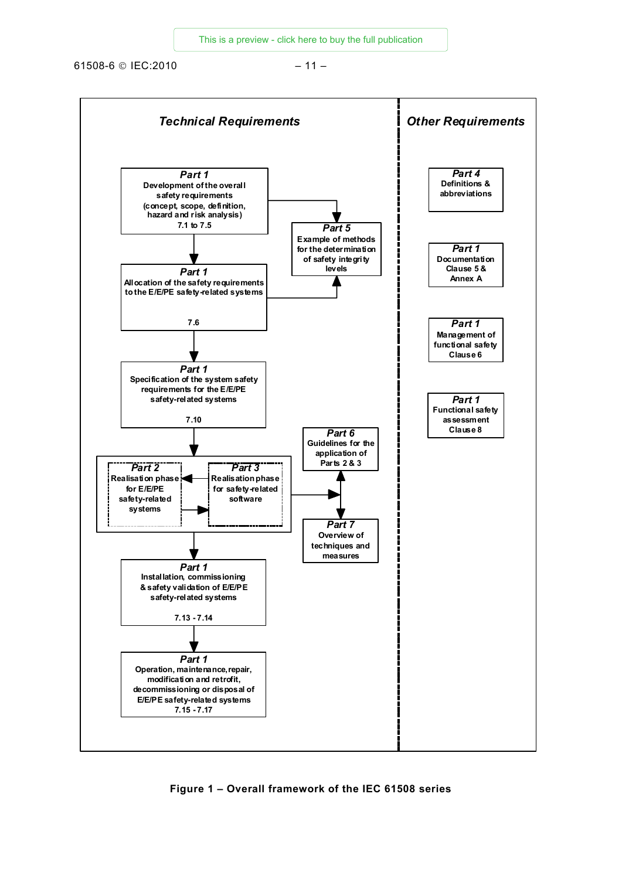Technical Requirements

Other Requirements

**Part 1**
Development of the overall safety requirements (concept, scope, definition, hazard and risk analysis)
7.1 to 7.5

**Part 5**
Example of methods for the determination of safety integrity levels

**Part 1**
Allocation of the safety requirements to the E/E/PE safety-related systems
7.6

**Part 1**
Specification of the system safety requirements for the E/E/PE safety-related systems
7.10

**Part 6**
Guidelines for the application of Parts 2 & 3

**Part 2**
Realisation phase for E/E/PE safety-related systems

**Part 3**
Realisation phase for safety-related software

**Part 7**
Overview of techniques and measures

**Part 1**
Installation, commissioning & safety validation of E/E/PE safety-related systems
7.13 - 7.14

**Part 1**
Operation, maintenance, repair, modification and retrofit, decommissioning or disposal of E/E/PE safety-related systems
7.15 - 7.17

**Part 4**
Definitions & abbreviations

**Part 1**
Documentation
Clause 5 & Annex A

**Part 1**
Management of functional safety
Clause 6

**Part 1**
Functional safety assessment
Clause 8

**Figure 1 – Overall framework of the IEC 61508 series**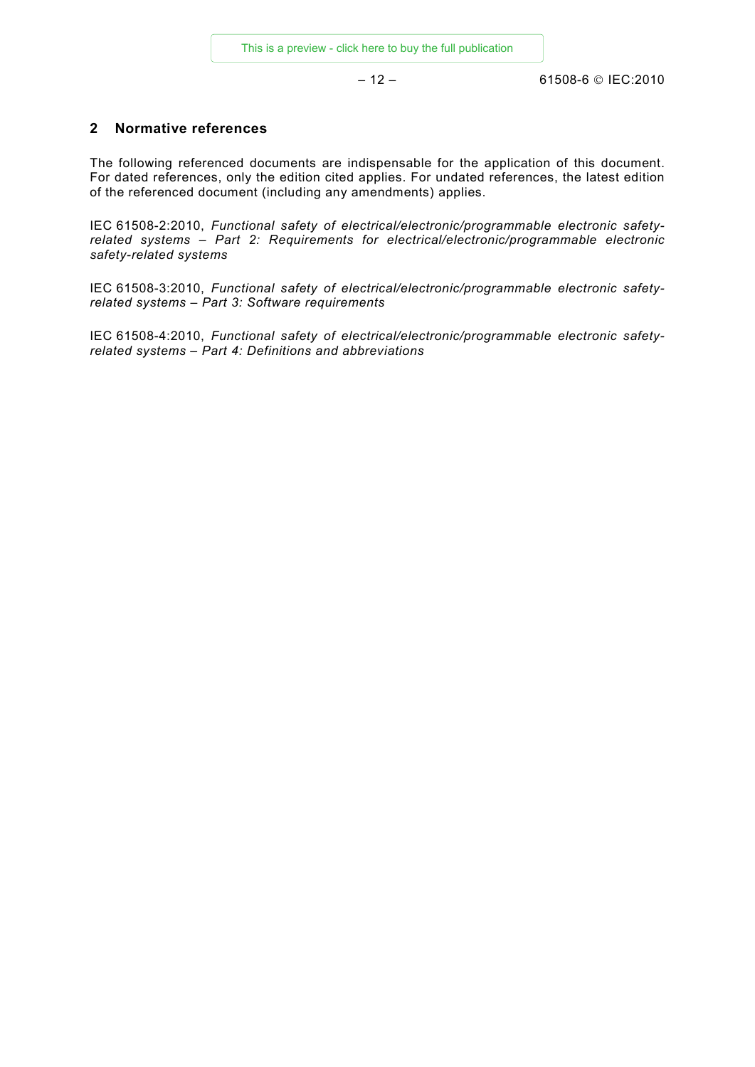## 2 Normative references

The following referenced documents are indispensable for the application of this document. For dated references, only the edition cited applies. For undated references, the latest edition of the referenced document (including any amendments) applies.

IEC 61508-2:2010, *Functional safety of electrical/electronic/programmable electronic safety-related systems – Part 2: Requirements for electrical/electronic/programmable electronic safety-related systems*

IEC 61508-3:2010, *Functional safety of electrical/electronic/programmable electronic safety-related systems – Part 3: Software requirements*

IEC 61508-4:2010, *Functional safety of electrical/electronic/programmable electronic safety-related systems – Part 4: Definitions and abbreviations*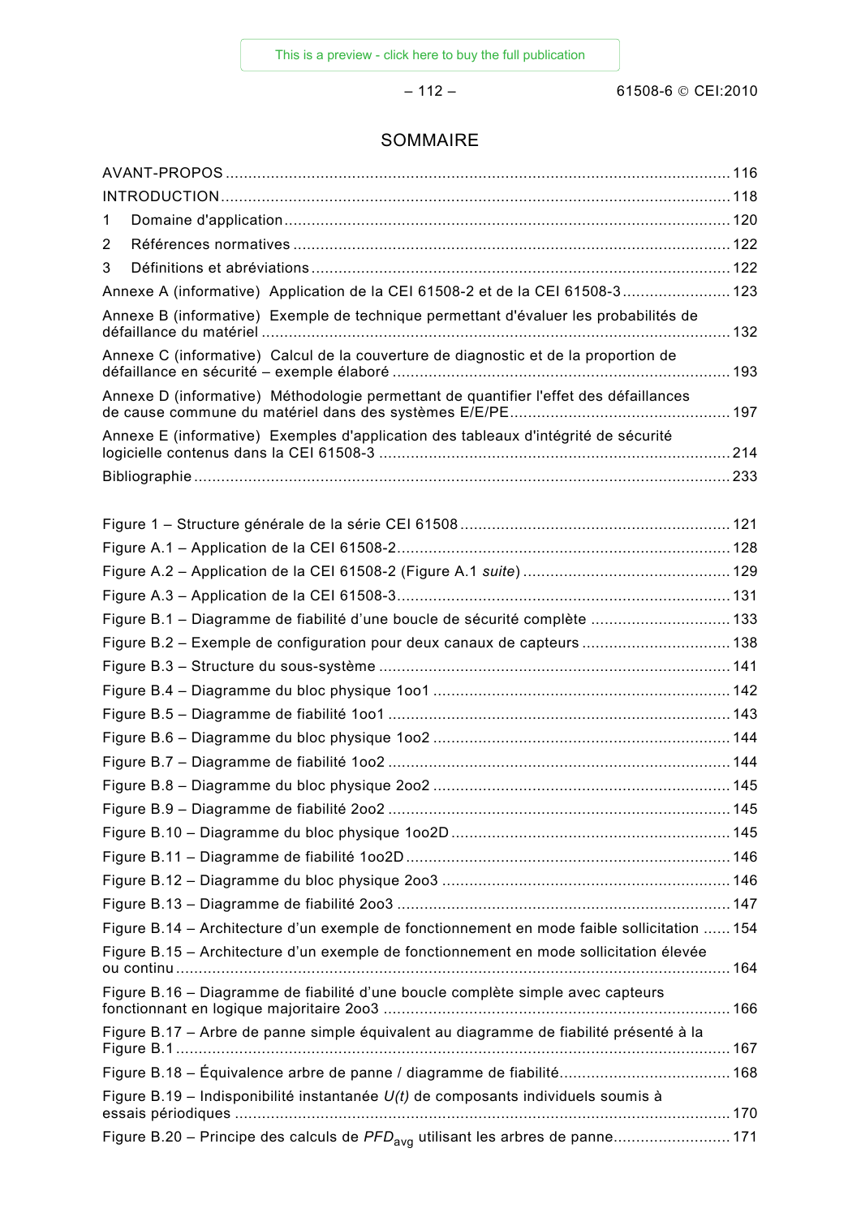# SOMMAIRE

AVANT-PROPOS ............................................................................................................... 116

INTRODUCTION ............................................................................................................... 118

1 Domaine d'application .................................................................................................. 120

2 Références normatives ................................................................................................ 122

3 Définitions et abréviations ............................................................................................ 122

Annexe A (informative) Application de la CEI 61508-2 et de la CEI 61508-3 ........................ 123

Annexe B (informative) Exemple de technique permettant d'évaluer les probabilités de défaillance du matériel ....................................................................................................... 132

Annexe C (informative) Calcul de la couverture de diagnostic et de la proportion de défaillance en sécurité – exemple élaboré ......................................................................... 193

Annexe D (informative) Méthodologie permettant de quantifier l'effet des défaillances de cause commune du matériel dans des systèmes E/E/PE ................................................ 197

Annexe E (informative) Exemples d'application des tableaux d'intégrité de sécurité logicielle contenus dans la CEI 61508-3 ............................................................................. 214

Bibliographie ..................................................................................................................... 233

Figure 1 – Structure générale de la série CEI 61508 ........................................................... 121

Figure A.1 – Application de la CEI 61508-2 ......................................................................... 128

Figure A.2 – Application de la CEI 61508-2 (Figure A.1 *suite*) ............................................ 129

Figure A.3 – Application de la CEI 61508-3 ......................................................................... 131

Figure B.1 – Diagramme de fiabilité d'une boucle de sécurité complète .............................. 133

Figure B.2 – Exemple de configuration pour deux canaux de capteurs ................................ 138

Figure B.3 – Structure du sous-système ............................................................................. 141

Figure B.4 – Diagramme du bloc physique 1oo1 ................................................................. 142

Figure B.5 – Diagramme de fiabilité 1oo1 ........................................................................... 143

Figure B.6 – Diagramme du bloc physique 1oo2 ................................................................. 144

Figure B.7 – Diagramme de fiabilité 1oo2 ........................................................................... 144

Figure B.8 – Diagramme du bloc physique 2oo2 ................................................................. 145

Figure B.9 – Diagramme de fiabilité 2oo2 ........................................................................... 145

Figure B.10 – Diagramme du bloc physique 1oo2D ............................................................. 145

Figure B.11 – Diagramme de fiabilité 1oo2D ....................................................................... 146

Figure B.12 – Diagramme du bloc physique 2oo3 ............................................................... 146

Figure B.13 – Diagramme de fiabilité 2oo3 ......................................................................... 147

Figure B.14 – Architecture d'un exemple de fonctionnement en mode faible sollicitation ...... 154

Figure B.15 – Architecture d'un exemple de fonctionnement en mode sollicitation élevée ou continu ............................................................................................................................ 164

Figure B.16 – Diagramme de fiabilité d'une boucle complète simple avec capteurs fonctionnant en logique majoritaire 2oo3 ............................................................................ 166

Figure B.17 – Arbre de panne simple équivalent au diagramme de fiabilité présenté à la Figure B.1 ........................................................................................................................... 167

Figure B.18 – Équivalence arbre de panne / diagramme de fiabilité ..................................... 168

Figure B.19 – Indisponibilité instantanée *U(t)* de composants individuels soumis à essais périodiques ............................................................................................................ 170

Figure B.20 – Principe des calculs de $PFD_{avg}$ utilisant les arbres de panne ......................... 171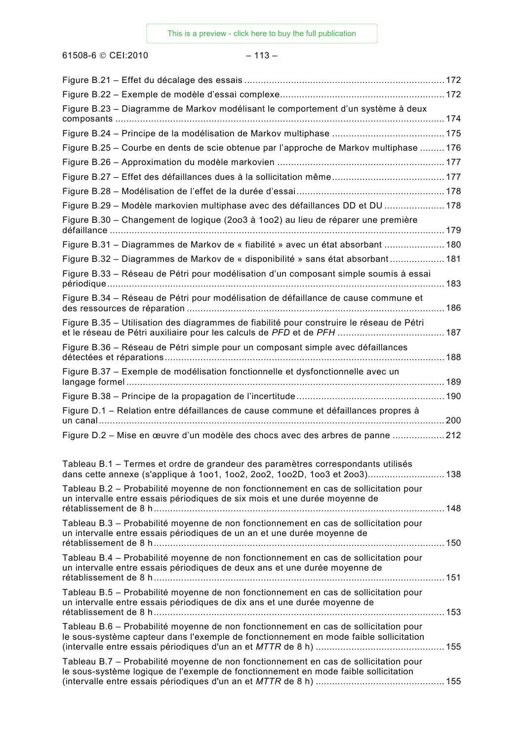Figure B.21 – Effet du décalage des essais ........................................................................ 172

Figure B.22 – Exemple de modèle d'essai complexe........................................................... 172

Figure B.23 – Diagramme de Markov modélisant le comportement d'un système à deux composants .............................................................................................................. 174

Figure B.24 – Principe de la modélisation de Markov multiphase ......................................... 175

Figure B.25 – Courbe en dents de scie obtenue par l'approche de Markov multiphase ......... 176

Figure B.26 – Approximation du modèle markovien ............................................................ 177

Figure B.27 – Effet des défaillances dues à la sollicitation même......................................... 177

Figure B.28 – Modélisation de l'effet de la durée d'essai..................................................... 178

Figure B.29 – Modèle markovien multiphase avec des défaillances DD et DU ...................... 178

Figure B.30 – Changement de logique (2oo3 à 1oo2) au lieu de réparer une première défaillance ................................................................................................................ 179

Figure B.31 – Diagrammes de Markov de « fiabilité » avec un état absorbant ...................... 180

Figure B.32 – Diagrammes de Markov de « disponibilité » sans état absorbant .................... 181

Figure B.33 – Réseau de Pétri pour modélisation d'un composant simple soumis à essai périodique ................................................................................................................ 183

Figure B.34 – Réseau de Pétri pour modélisation de défaillance de cause commune et des ressources de réparation ......................................................................................... 186

Figure B.35 – Utilisation des diagrammes de fiabilité pour construire le réseau de Pétri et le réseau de Pétri auxiliaire pour les calculs de *PFD* et de *PFH* ...................................... 187

Figure B.36 – Réseau de Pétri simple pour un composant simple avec défaillances détectées et réparations ............................................................................................. 188

Figure B.37 – Exemple de modélisation fonctionnelle et dysfonctionnelle avec un langage formel ........................................................................................................... 189

Figure B.38 – Principe de la propagation de l'incertitude..................................................... 190

Figure D.1 – Relation entre défaillances de cause commune et défaillances propres à un canal ..................................................................................................................... 200

Figure D.2 – Mise en œuvre d'un modèle des chocs avec des arbres de panne .................. 212

Tableau B.1 – Termes et ordre de grandeur des paramètres correspondants utilisés dans cette annexe (s'applique à 1oo1, 1oo2, 2oo2, 1oo2D, 1oo3 et 2oo3)........................... 138

Tableau B.2 – Probabilité moyenne de non fonctionnement en cas de sollicitation pour un intervalle entre essais périodiques de six mois et une durée moyenne de rétablissement de 8 h ................................................................................................. 148

Tableau B.3 – Probabilité moyenne de non fonctionnement en cas de sollicitation pour un intervalle entre essais périodiques de un an et une durée moyenne de rétablissement de 8 h ................................................................................................. 150

Tableau B.4 – Probabilité moyenne de non fonctionnement en cas de sollicitation pour un intervalle entre essais périodiques de deux ans et une durée moyenne de rétablissement de 8 h ................................................................................................. 151

Tableau B.5 – Probabilité moyenne de non fonctionnement en cas de sollicitation pour un intervalle entre essais périodiques de dix ans et une durée moyenne de rétablissement de 8 h ................................................................................................. 153

Tableau B.6 – Probabilité moyenne de non fonctionnement en cas de sollicitation pour le sous-système capteur dans l'exemple de fonctionnement en mode faible sollicitation (intervalle entre essais périodiques d'un an et *MTTR* de 8 h) ............................................... 155

Tableau B.7 – Probabilité moyenne de non fonctionnement en cas de sollicitation pour le sous-système logique de l'exemple de fonctionnement en mode faible sollicitation (intervalle entre essais périodiques d'un an et *MTTR* de 8 h) ............................................... 155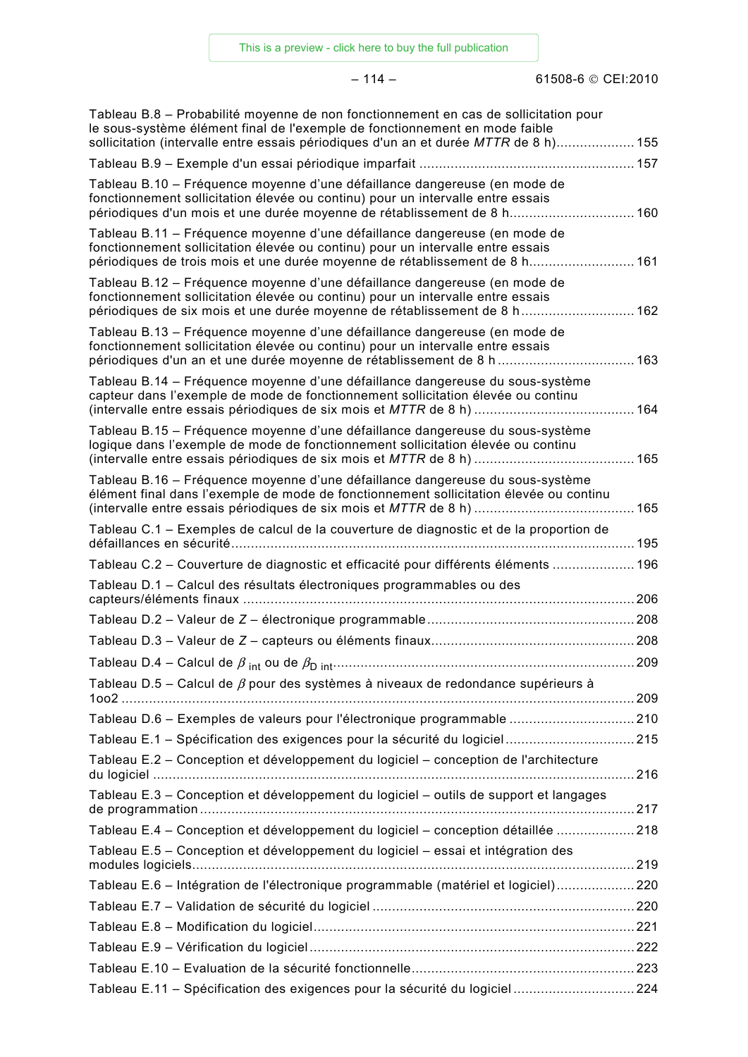Tableau B.8 – Probabilité moyenne de non fonctionnement en cas de sollicitation pour le sous-système élément final de l'exemple de fonctionnement en mode faible sollicitation (intervalle entre essais périodiques d'un an et durée *MTTR* de 8 h) .................... 155

Tableau B.9 – Exemple d'un essai périodique imparfait ....................................................... 157

Tableau B.10 – Fréquence moyenne d'une défaillance dangereuse (en mode de fonctionnement sollicitation élevée ou continu) pour un intervalle entre essais périodiques d'un mois et une durée moyenne de rétablissement de 8 h................................ 160

Tableau B.11 – Fréquence moyenne d'une défaillance dangereuse (en mode de fonctionnement sollicitation élevée ou continu) pour un intervalle entre essais périodiques de trois mois et une durée moyenne de rétablissement de 8 h........................... 161

Tableau B.12 – Fréquence moyenne d'une défaillance dangereuse (en mode de fonctionnement sollicitation élevée ou continu) pour un intervalle entre essais périodiques de six mois et une durée moyenne de rétablissement de 8 h ............................. 162

Tableau B.13 – Fréquence moyenne d'une défaillance dangereuse (en mode de fonctionnement sollicitation élevée ou continu) pour un intervalle entre essais périodiques d'un an et une durée moyenne de rétablissement de 8 h ................................... 163

Tableau B.14 – Fréquence moyenne d'une défaillance dangereuse du sous-système capteur dans l'exemple de mode de fonctionnement sollicitation élevée ou continu (intervalle entre essais périodiques de six mois et *MTTR* de 8 h) ......................................... 164

Tableau B.15 – Fréquence moyenne d'une défaillance dangereuse du sous-système logique dans l'exemple de mode de fonctionnement sollicitation élevée ou continu (intervalle entre essais périodiques de six mois et *MTTR* de 8 h) ......................................... 165

Tableau B.16 – Fréquence moyenne d'une défaillance dangereuse du sous-système élément final dans l'exemple de mode de fonctionnement sollicitation élevée ou continu (intervalle entre essais périodiques de six mois et *MTTR* de 8 h) ......................................... 165

Tableau C.1 – Exemples de calcul de la couverture de diagnostic et de la proportion de défaillances en sécurité...................................................................................................... 195

Tableau C.2 – Couverture de diagnostic et efficacité pour différents éléments ..................... 196

Tableau D.1 – Calcul des résultats électroniques programmables ou des capteurs/éléments finaux .................................................................................................... 206

Tableau D.2 – Valeur de *Z* – électronique programmable ..................................................... 208

Tableau D.3 – Valeur de *Z* – capteurs ou éléments finaux.................................................... 208

Tableau D.4 – Calcul de $\beta_{int}$ ou de $\beta_{D\ int}$ ............................................................................ 209

Tableau D.5 – Calcul de $\beta$ pour des systèmes à niveaux de redondance supérieurs à 1oo2 .................................................................................................................................. 209

Tableau D.6 – Exemples de valeurs pour l'électronique programmable ................................ 210

Tableau E.1 – Spécification des exigences pour la sécurité du logiciel ................................. 215

Tableau E.2 – Conception et développement du logiciel – conception de l'architecture du logiciel .......................................................................................................................... 216

Tableau E.3 – Conception et développement du logiciel – outils de support et langages de programmation ............................................................................................................... 217

Tableau E.4 – Conception et développement du logiciel – conception détaillée .................... 218

Tableau E.5 – Conception et développement du logiciel – essai et intégration des modules logiciels................................................................................................................. 219

Tableau E.6 – Intégration de l'électronique programmable (matériel et logiciel).................... 220

Tableau E.7 – Validation de sécurité du logiciel ................................................................... 220

Tableau E.8 – Modification du logiciel.................................................................................. 221

Tableau E.9 – Vérification du logiciel ................................................................................... 222

Tableau E.10 – Evaluation de la sécurité fonctionnelle......................................................... 223

Tableau E.11 – Spécification des exigences pour la sécurité du logiciel ............................... 224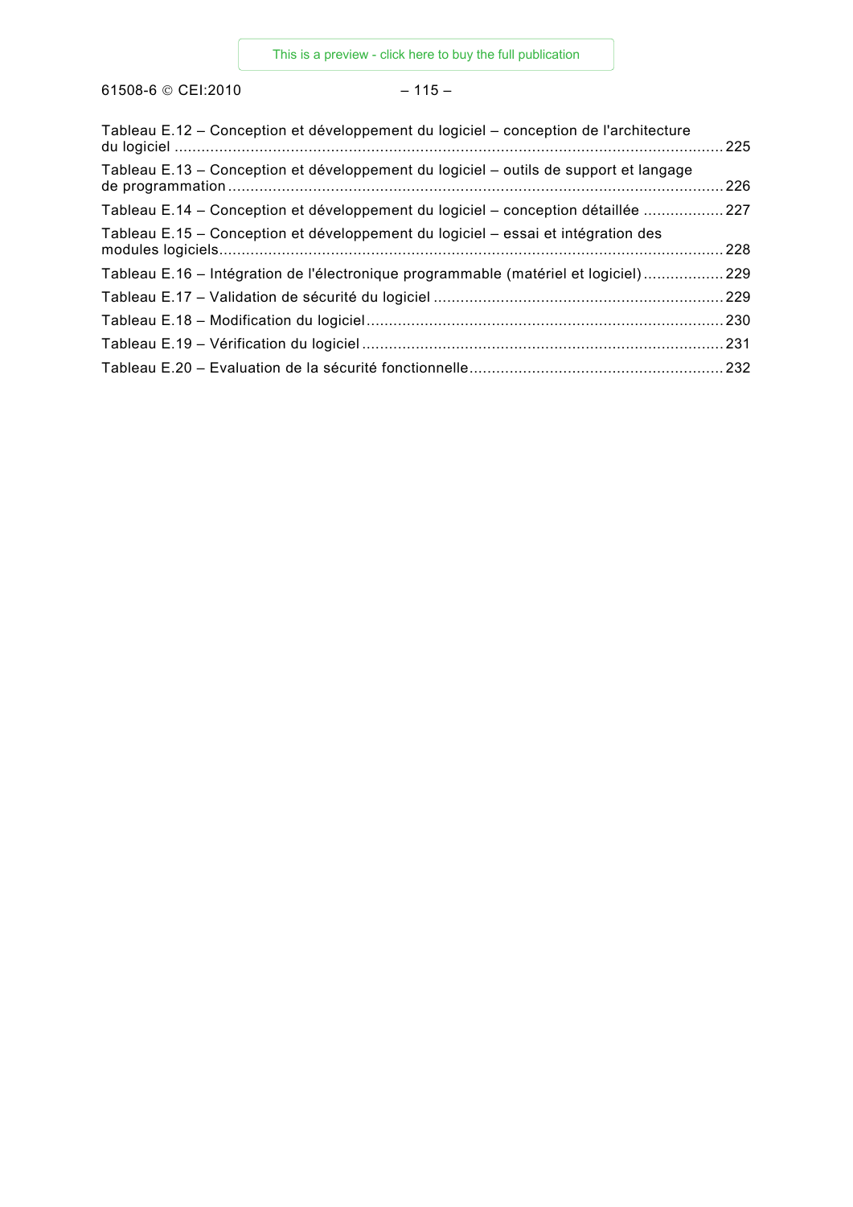Tableau E.12 – Conception et développement du logiciel – conception de l'architecture du logiciel ........................................................................................................................ 225

Tableau E.13 – Conception et développement du logiciel – outils de support et langage de programmation .......................................................................................................... 226

Tableau E.14 – Conception et développement du logiciel – conception détaillée .................. 227

Tableau E.15 – Conception et développement du logiciel – essai et intégration des modules logiciels............................................................................................................. 228

Tableau E.16 – Intégration de l'électronique programmable (matériel et logiciel).................. 229

Tableau E.17 – Validation de sécurité du logiciel ................................................................ 229

Tableau E.18 – Modification du logiciel ............................................................................... 230

Tableau E.19 – Vérification du logiciel ................................................................................ 231

Tableau E.20 – Evaluation de la sécurité fonctionnelle ........................................................ 232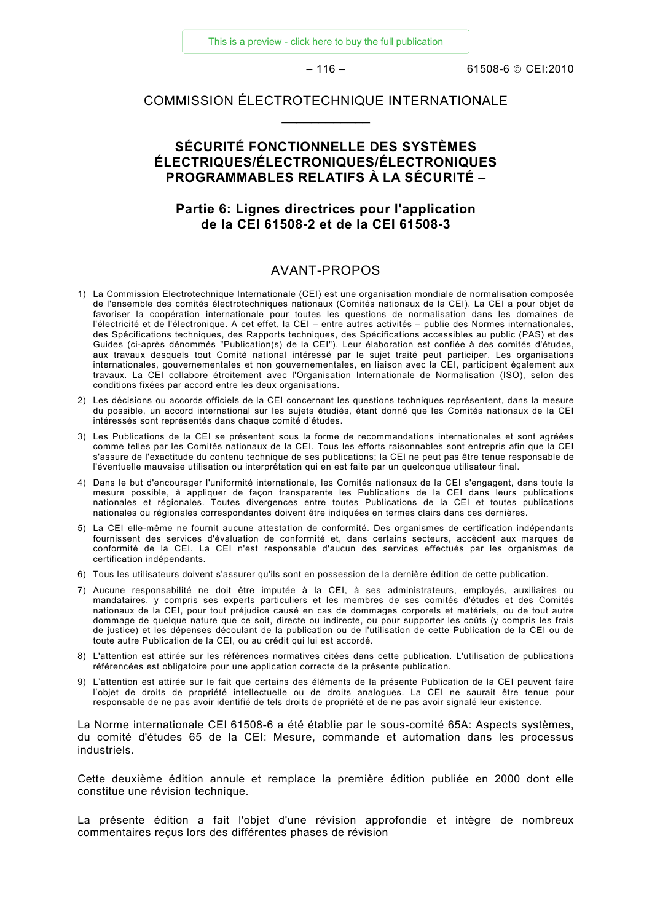COMMISSION ÉLECTROTECHNIQUE INTERNATIONALE

___________

# SÉCURITÉ FONCTIONNELLE DES SYSTÈMES ÉLECTRIQUES/ÉLECTRONIQUES/ÉLECTRONIQUES PROGRAMMABLES RELATIFS À LA SÉCURITÉ –

## Partie 6: Lignes directrices pour l'application de la CEI 61508-2 et de la CEI 61508-3

## AVANT-PROPOS

1) La Commission Electrotechnique Internationale (CEI) est une organisation mondiale de normalisation composée de l'ensemble des comités électrotechniques nationaux (Comités nationaux de la CEI). La CEI a pour objet de favoriser la coopération internationale pour toutes les questions de normalisation dans les domaines de l'électricité et de l'électronique. A cet effet, la CEI – entre autres activités – publie des Normes internationales, des Spécifications techniques, des Rapports techniques, des Spécifications accessibles au public (PAS) et des Guides (ci-après dénommés "Publication(s) de la CEI"). Leur élaboration est confiée à des comités d'études, aux travaux desquels tout Comité national intéressé par le sujet traité peut participer. Les organisations internationales, gouvernementales et non gouvernementales, en liaison avec la CEI, participent également aux travaux. La CEI collabore étroitement avec l'Organisation Internationale de Normalisation (ISO), selon des conditions fixées par accord entre les deux organisations.

2) Les décisions ou accords officiels de la CEI concernant les questions techniques représentent, dans la mesure du possible, un accord international sur les sujets étudiés, étant donné que les Comités nationaux de la CEI intéressés sont représentés dans chaque comité d'études.

3) Les Publications de la CEI se présentent sous la forme de recommandations internationales et sont agréées comme telles par les Comités nationaux de la CEI. Tous les efforts raisonnables sont entrepris afin que la CEI s'assure de l'exactitude du contenu technique de ses publications; la CEI ne peut pas être tenue responsable de l'éventuelle mauvaise utilisation ou interprétation qui en est faite par un quelconque utilisateur final.

4) Dans le but d'encourager l'uniformité internationale, les Comités nationaux de la CEI s'engagent, dans toute la mesure possible, à appliquer de façon transparente les Publications de la CEI dans leurs publications nationales et régionales. Toutes divergences entre toutes Publications de la CEI et toutes publications nationales ou régionales correspondantes doivent être indiquées en termes clairs dans ces dernières.

5) La CEI elle-même ne fournit aucune attestation de conformité. Des organismes de certification indépendants fournissent des services d'évaluation de conformité et, dans certains secteurs, accèdent aux marques de conformité de la CEI. La CEI n'est responsable d'aucun des services effectués par les organismes de certification indépendants.

6) Tous les utilisateurs doivent s'assurer qu'ils sont en possession de la dernière édition de cette publication.

7) Aucune responsabilité ne doit être imputée à la CEI, à ses administrateurs, employés, auxiliaires ou mandataires, y compris ses experts particuliers et les membres de ses comités d'études et des Comités nationaux de la CEI, pour tout préjudice causé en cas de dommages corporels et matériels, ou de tout autre dommage de quelque nature que ce soit, directe ou indirecte, ou pour supporter les coûts (y compris les frais de justice) et les dépenses découlant de la publication ou de l'utilisation de cette Publication de la CEI ou de toute autre Publication de la CEI, ou au crédit qui lui est accordé.

8) L'attention est attirée sur les références normatives citées dans cette publication. L'utilisation de publications référencées est obligatoire pour une application correcte de la présente publication.

9) L'attention est attirée sur le fait que certains des éléments de la présente Publication de la CEI peuvent faire l'objet de droits de propriété intellectuelle ou de droits analogues. La CEI ne saurait être tenue pour responsable de ne pas avoir identifié de tels droits de propriété et de ne pas avoir signalé leur existence.

La Norme internationale CEI 61508-6 a été établie par le sous-comité 65A: Aspects systèmes, du comité d'études 65 de la CEI: Mesure, commande et automation dans les processus industriels.

Cette deuxième édition annule et remplace la première édition publiée en 2000 dont elle constitue une révision technique.

La présente édition a fait l'objet d'une révision approfondie et intègre de nombreux commentaires reçus lors des différentes phases de révision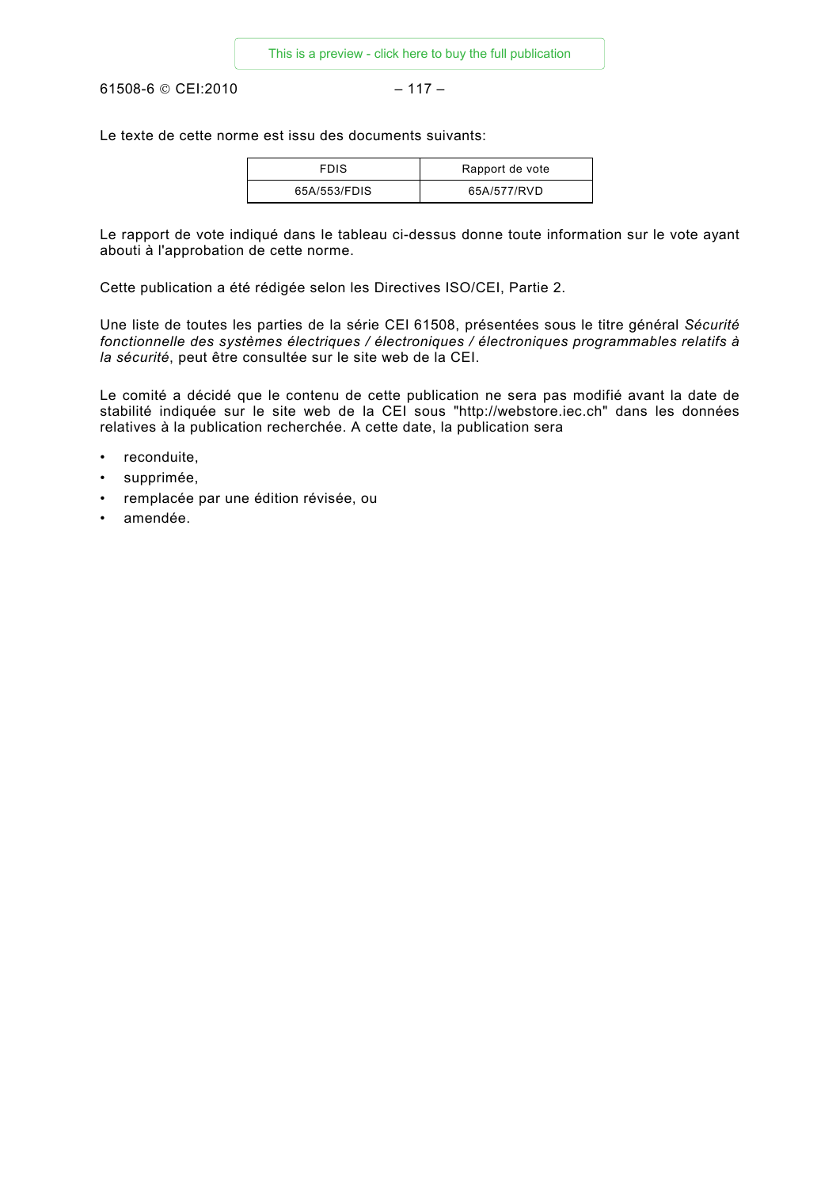Le texte de cette norme est issu des documents suivants:

| FDIS | Rapport de vote |
|---|---|
| 65A/553/FDIS | 65A/577/RVD |

Le rapport de vote indiqué dans le tableau ci-dessus donne toute information sur le vote ayant abouti à l'approbation de cette norme.

Cette publication a été rédigée selon les Directives ISO/CEI, Partie 2.

Une liste de toutes les parties de la série CEI 61508, présentées sous le titre général *Sécurité fonctionnelle des systèmes électriques / électroniques / électroniques programmables relatifs à la sécurité*, peut être consultée sur le site web de la CEI.

Le comité a décidé que le contenu de cette publication ne sera pas modifié avant la date de stabilité indiquée sur le site web de la CEI sous "http://webstore.iec.ch" dans les données relatives à la publication recherchée. A cette date, la publication sera

- reconduite,
- supprimée,
- remplacée par une édition révisée, ou
- amendée.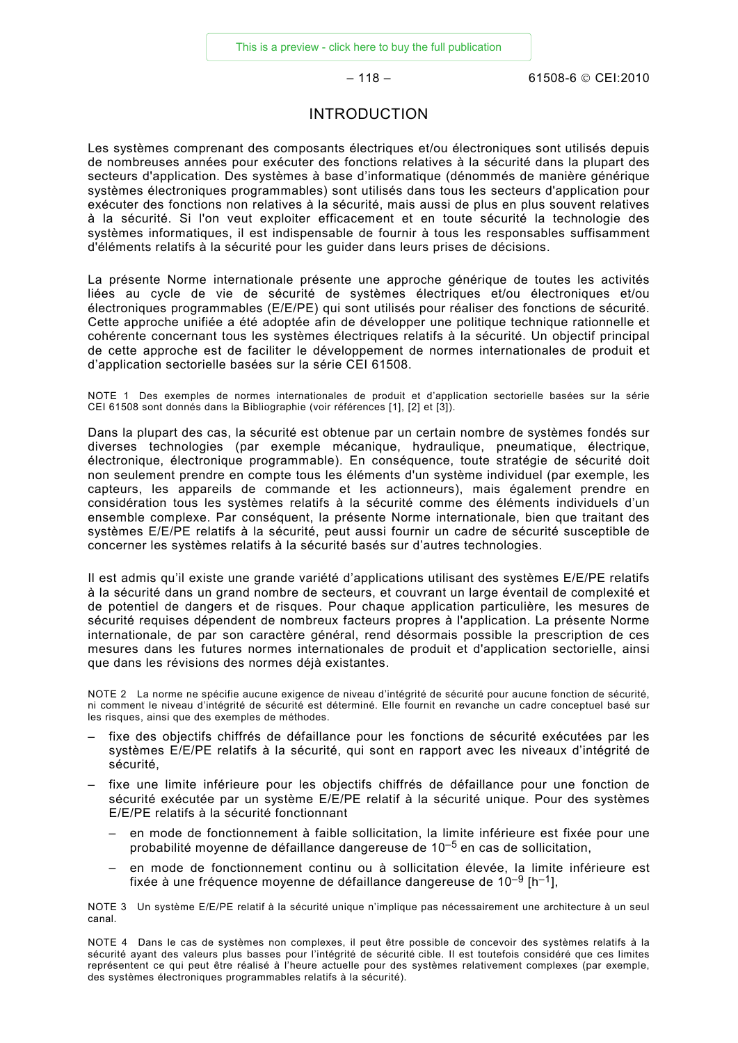# INTRODUCTION

Les systèmes comprenant des composants électriques et/ou électroniques sont utilisés depuis de nombreuses années pour exécuter des fonctions relatives à la sécurité dans la plupart des secteurs d'application. Des systèmes à base d'informatique (dénommés de manière générique systèmes électroniques programmables) sont utilisés dans tous les secteurs d'application pour exécuter des fonctions non relatives à la sécurité, mais aussi de plus en plus souvent relatives à la sécurité. Si l'on veut exploiter efficacement et en toute sécurité la technologie des systèmes informatiques, il est indispensable de fournir à tous les responsables suffisamment d'éléments relatifs à la sécurité pour les guider dans leurs prises de décisions.

La présente Norme internationale présente une approche générique de toutes les activités liées au cycle de vie de sécurité de systèmes électriques et/ou électroniques et/ou électroniques programmables (E/E/PE) qui sont utilisés pour réaliser des fonctions de sécurité. Cette approche unifiée a été adoptée afin de développer une politique technique rationnelle et cohérente concernant tous les systèmes électriques relatifs à la sécurité. Un objectif principal de cette approche est de faciliter le développement de normes internationales de produit et d'application sectorielle basées sur la série CEI 61508.

NOTE 1 Des exemples de normes internationales de produit et d'application sectorielle basées sur la série CEI 61508 sont donnés dans la Bibliographie (voir références [1], [2] et [3]).

Dans la plupart des cas, la sécurité est obtenue par un certain nombre de systèmes fondés sur diverses technologies (par exemple mécanique, hydraulique, pneumatique, électrique, électronique, électronique programmable). En conséquence, toute stratégie de sécurité doit non seulement prendre en compte tous les éléments d'un système individuel (par exemple, les capteurs, les appareils de commande et les actionneurs), mais également prendre en considération tous les systèmes relatifs à la sécurité comme des éléments individuels d'un ensemble complexe. Par conséquent, la présente Norme internationale, bien que traitant des systèmes E/E/PE relatifs à la sécurité, peut aussi fournir un cadre de sécurité susceptible de concerner les systèmes relatifs à la sécurité basés sur d'autres technologies.

Il est admis qu'il existe une grande variété d'applications utilisant des systèmes E/E/PE relatifs à la sécurité dans un grand nombre de secteurs, et couvrant un large éventail de complexité et de potentiel de dangers et de risques. Pour chaque application particulière, les mesures de sécurité requises dépendent de nombreux facteurs propres à l'application. La présente Norme internationale, de par son caractère général, rend désormais possible la prescription de ces mesures dans les futures normes internationales de produit et d'application sectorielle, ainsi que dans les révisions des normes déjà existantes.

NOTE 2 La norme ne spécifie aucune exigence de niveau d'intégrité de sécurité pour aucune fonction de sécurité, ni comment le niveau d'intégrité de sécurité est déterminé. Elle fournit en revanche un cadre conceptuel basé sur les risques, ainsi que des exemples de méthodes.

- fixe des objectifs chiffrés de défaillance pour les fonctions de sécurité exécutées par les systèmes E/E/PE relatifs à la sécurité, qui sont en rapport avec les niveaux d'intégrité de sécurité,
- fixe une limite inférieure pour les objectifs chiffrés de défaillance pour une fonction de sécurité exécutée par un système E/E/PE relatif à la sécurité unique. Pour des systèmes E/E/PE relatifs à la sécurité fonctionnant
  - en mode de fonctionnement à faible sollicitation, la limite inférieure est fixée pour une probabilité moyenne de défaillance dangereuse de $10^{-5}$ en cas de sollicitation,
  - en mode de fonctionnement continu ou à sollicitation élevée, la limite inférieure est fixée à une fréquence moyenne de défaillance dangereuse de $10^{-9}$ [$h^{-1}$],

NOTE 3 Un système E/E/PE relatif à la sécurité unique n'implique pas nécessairement une architecture à un seul canal.

NOTE 4 Dans le cas de systèmes non complexes, il peut être possible de concevoir des systèmes relatifs à la sécurité ayant des valeurs plus basses pour l'intégrité de sécurité cible. Il est toutefois considéré que ces limites représentent ce qui peut être réalisé à l'heure actuelle pour des systèmes relativement complexes (par exemple, des systèmes électroniques programmables relatifs à la sécurité).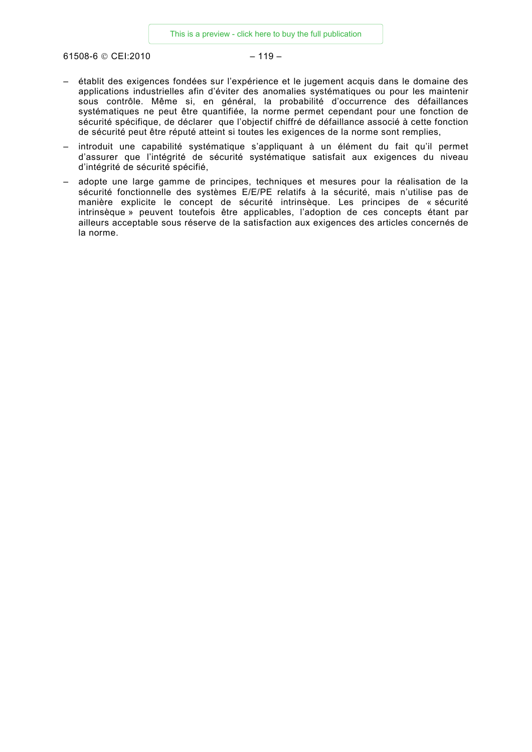- établit des exigences fondées sur l'expérience et le jugement acquis dans le domaine des applications industrielles afin d'éviter des anomalies systématiques ou pour les maintenir sous contrôle. Même si, en général, la probabilité d'occurrence des défaillances systématiques ne peut être quantifiée, la norme permet cependant pour une fonction de sécurité spécifique, de déclarer que l'objectif chiffré de défaillance associé à cette fonction de sécurité peut être réputé atteint si toutes les exigences de la norme sont remplies,
- introduit une capabilité systématique s'appliquant à un élément du fait qu'il permet d'assurer que l'intégrité de sécurité systématique satisfait aux exigences du niveau d'intégrité de sécurité spécifié,
- adopte une large gamme de principes, techniques et mesures pour la réalisation de la sécurité fonctionnelle des systèmes E/E/PE relatifs à la sécurité, mais n'utilise pas de manière explicite le concept de sécurité intrinsèque. Les principes de « sécurité intrinsèque » peuvent toutefois être applicables, l'adoption de ces concepts étant par ailleurs acceptable sous réserve de la satisfaction aux exigences des articles concernés de la norme.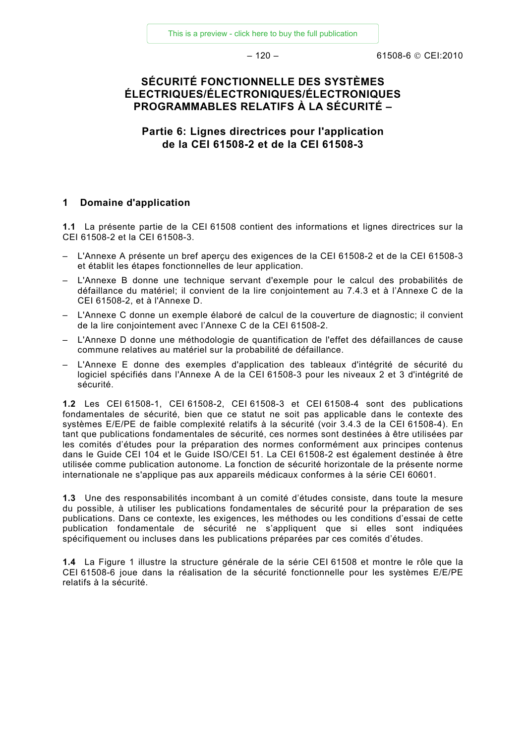# SÉCURITÉ FONCTIONNELLE DES SYSTÈMES ÉLECTRIQUES/ÉLECTRONIQUES/ÉLECTRONIQUES PROGRAMMABLES RELATIFS À LA SÉCURITÉ –

## Partie 6: Lignes directrices pour l'application de la CEI 61508-2 et de la CEI 61508-3

## 1 Domaine d'application

**1.1** La présente partie de la CEI 61508 contient des informations et lignes directrices sur la CEI 61508-2 et la CEI 61508-3.

- L'Annexe A présente un bref aperçu des exigences de la CEI 61508-2 et de la CEI 61508-3 et établit les étapes fonctionnelles de leur application.
- L'Annexe B donne une technique servant d'exemple pour le calcul des probabilités de défaillance du matériel; il convient de la lire conjointement au 7.4.3 et à l'Annexe C de la CEI 61508-2, et à l'Annexe D.
- L'Annexe C donne un exemple élaboré de calcul de la couverture de diagnostic; il convient de la lire conjointement avec l'Annexe C de la CEI 61508-2.
- L'Annexe D donne une méthodologie de quantification de l'effet des défaillances de cause commune relatives au matériel sur la probabilité de défaillance.
- L'Annexe E donne des exemples d'application des tableaux d'intégrité de sécurité du logiciel spécifiés dans l'Annexe A de la CEI 61508-3 pour les niveaux 2 et 3 d'intégrité de sécurité.

**1.2** Les CEI 61508-1, CEI 61508-2, CEI 61508-3 et CEI 61508-4 sont des publications fondamentales de sécurité, bien que ce statut ne soit pas applicable dans le contexte des systèmes E/E/PE de faible complexité relatifs à la sécurité (voir 3.4.3 de la CEI 61508-4). En tant que publications fondamentales de sécurité, ces normes sont destinées à être utilisées par les comités d'études pour la préparation des normes conformément aux principes contenus dans le Guide CEI 104 et le Guide ISO/CEI 51. La CEI 61508-2 est également destinée à être utilisée comme publication autonome. La fonction de sécurité horizontale de la présente norme internationale ne s'applique pas aux appareils médicaux conformes à la série CEI 60601.

**1.3** Une des responsabilités incombant à un comité d'études consiste, dans toute la mesure du possible, à utiliser les publications fondamentales de sécurité pour la préparation de ses publications. Dans ce contexte, les exigences, les méthodes ou les conditions d'essai de cette publication fondamentale de sécurité ne s'appliquent que si elles sont indiquées spécifiquement ou incluses dans les publications préparées par ces comités d'études.

**1.4** La Figure 1 illustre la structure générale de la série CEI 61508 et montre le rôle que la CEI 61508-6 joue dans la réalisation de la sécurité fonctionnelle pour les systèmes E/E/PE relatifs à la sécurité.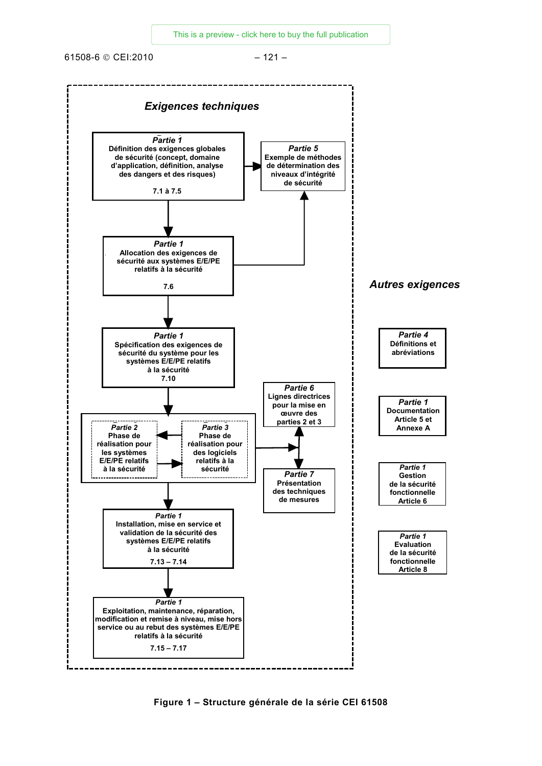*Exigences techniques*

*Partie 1*
Définition des exigences globales de sécurité (concept, domaine d'application, définition, analyse des dangers et des risques)

7.1 à 7.5

*Partie 5*
Exemple de méthodes de détermination des niveaux d'intégrité de sécurité

*Partie 1*
Allocation des exigences de sécurité aux systèmes E/E/PE relatifs à la sécurité

7.6

*Partie 1*
Spécification des exigences de sécurité du système pour les systèmes E/E/PE relatifs à la sécurité
7.10

*Partie 6*
Lignes directrices pour la mise en œuvre des parties 2 et 3

*Partie 2*
Phase de réalisation pour les systèmes E/E/PE relatifs à la sécurité

*Partie 3*
Phase de réalisation pour des logiciels relatifs à la sécurité

*Partie 7*
Présentation des techniques de mesures

*Partie 1*
Installation, mise en service et validation de la sécurité des systèmes E/E/PE relatifs à la sécurité

7.13 – 7.14

*Partie 1*
Exploitation, maintenance, réparation, modification et remise à niveau, mise hors service ou au rebut des systèmes E/E/PE relatifs à la sécurité

7.15 – 7.17

*Autres exigences*

*Partie 4*
Définitions et abréviations

*Partie 1*
Documentation
Article 5 et Annexe A

*Partie 1*
Gestion de la sécurité fonctionnelle
Article 6

*Partie 1*
Evaluation de la sécurité fonctionnelle
Article 8

**Figure 1 – Structure générale de la série CEI 61508**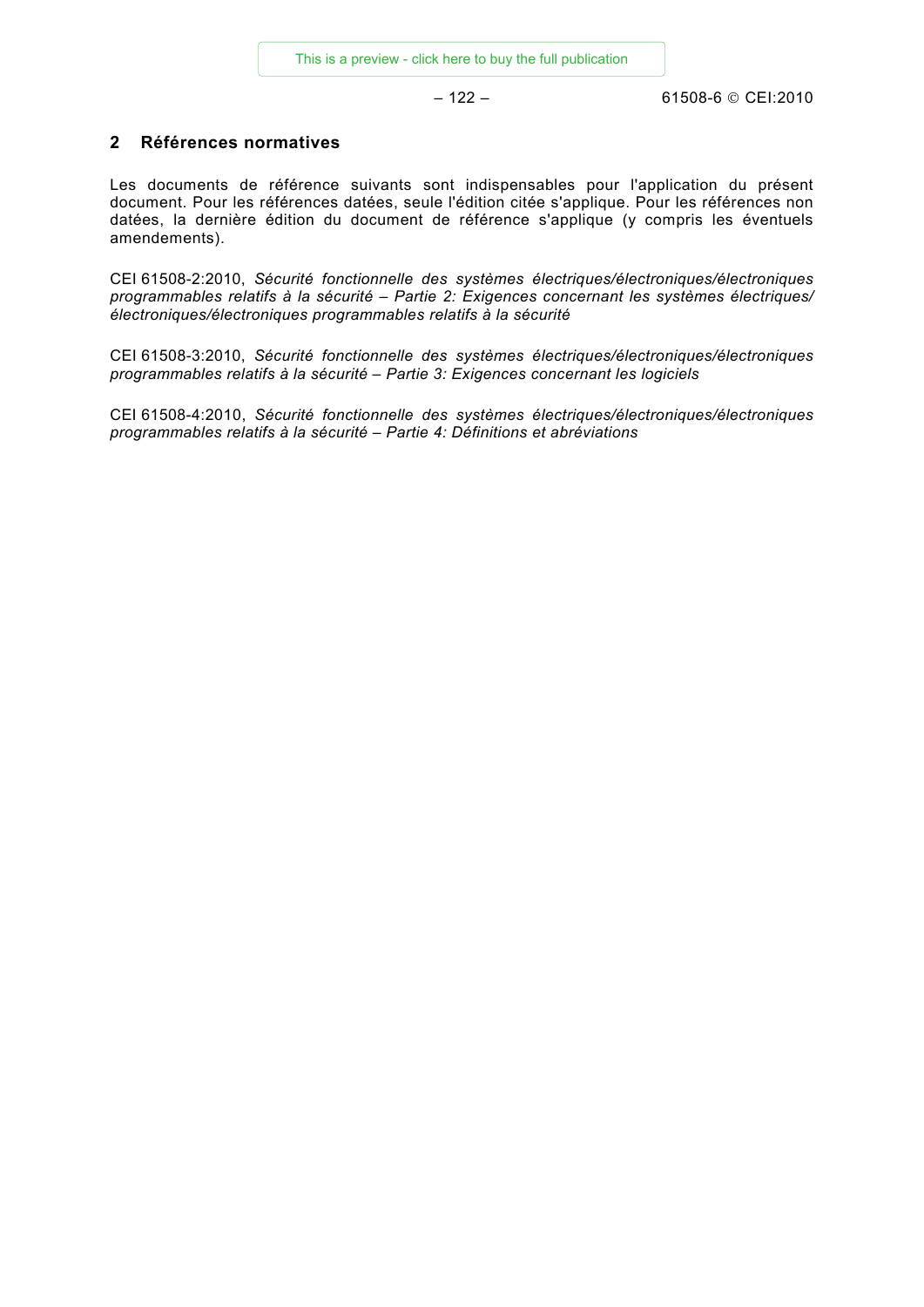## 2 Références normatives

Les documents de référence suivants sont indispensables pour l'application du présent document. Pour les références datées, seule l'édition citée s'applique. Pour les références non datées, la dernière édition du document de référence s'applique (y compris les éventuels amendements).

CEI 61508-2:2010, *Sécurité fonctionnelle des systèmes électriques/électroniques/électroniques programmables relatifs à la sécurité – Partie 2: Exigences concernant les systèmes électriques/ électroniques/électroniques programmables relatifs à la sécurité*

CEI 61508-3:2010, *Sécurité fonctionnelle des systèmes électriques/électroniques/électroniques programmables relatifs à la sécurité – Partie 3: Exigences concernant les logiciels*

CEI 61508-4:2010, *Sécurité fonctionnelle des systèmes électriques/électroniques/électroniques programmables relatifs à la sécurité – Partie 4: Définitions et abréviations*